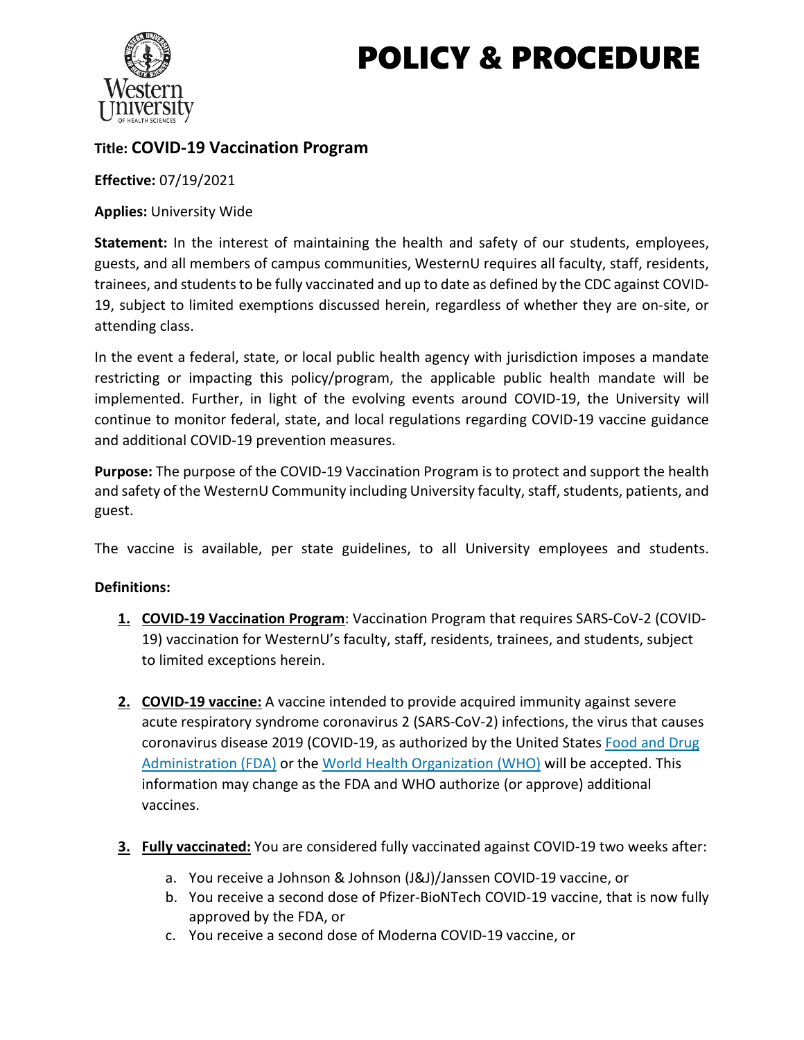# POLICY & PROCEDURE

**Title: COVID-19 Vaccination Program**

**Effective:** 07/19/2021

**Applies:** University Wide

**Statement:** In the interest of maintaining the health and safety of our students, employees, guests, and all members of campus communities, WesternU requires all faculty, staff, residents, trainees, and students to be fully vaccinated and up to date as defined by the CDC against COVID-19, subject to limited exemptions discussed herein, regardless of whether they are on-site, or attending class.

In the event a federal, state, or local public health agency with jurisdiction imposes a mandate restricting or impacting this policy/program, the applicable public health mandate will be implemented. Further, in light of the evolving events around COVID-19, the University will continue to monitor federal, state, and local regulations regarding COVID-19 vaccine guidance and additional COVID-19 prevention measures.

**Purpose:** The purpose of the COVID-19 Vaccination Program is to protect and support the health and safety of the WesternU Community including University faculty, staff, students, patients, and guest.

The vaccine is available, per state guidelines, to all University employees and students.

**Definitions:**

1. **COVID-19 Vaccination Program**: Vaccination Program that requires SARS-CoV-2 (COVID-19) vaccination for WesternU's faculty, staff, residents, trainees, and students, subject to limited exceptions herein.

2. **COVID-19 vaccine:** A vaccine intended to provide acquired immunity against severe acute respiratory syndrome coronavirus 2 (SARS-CoV-2) infections, the virus that causes coronavirus disease 2019 (COVID-19, as authorized by the United States Food and Drug Administration (FDA) or the World Health Organization (WHO) will be accepted. This information may change as the FDA and WHO authorize (or approve) additional vaccines.

3. **Fully vaccinated:** You are considered fully vaccinated against COVID-19 two weeks after:

   a. You receive a Johnson & Johnson (J&J)/Janssen COVID-19 vaccine, or
   b. You receive a second dose of Pfizer-BioNTech COVID-19 vaccine, that is now fully approved by the FDA, or
   c. You receive a second dose of Moderna COVID-19 vaccine, or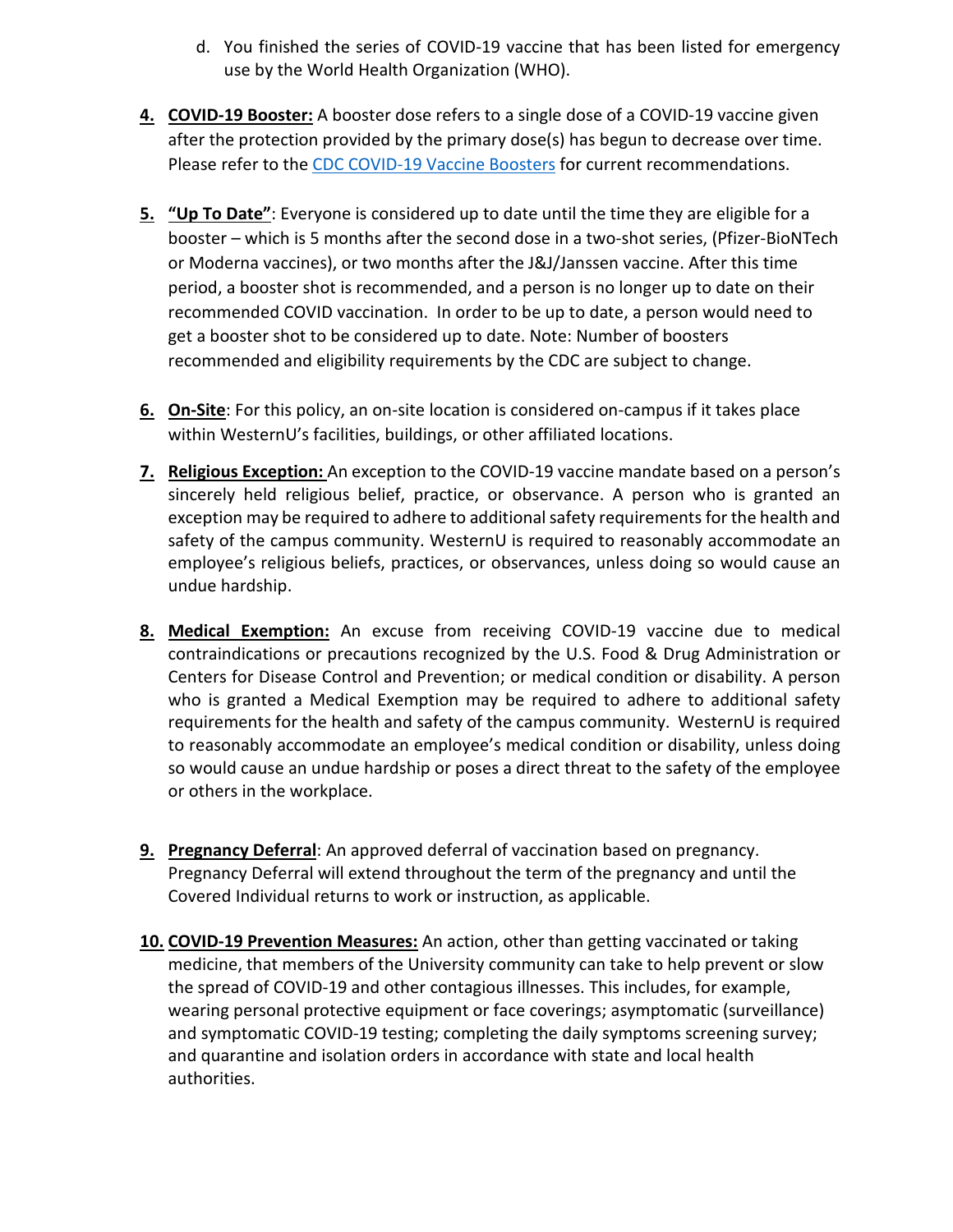d. You finished the series of COVID-19 vaccine that has been listed for emergency use by the World Health Organization (WHO).

4. **COVID-19 Booster:** A booster dose refers to a single dose of a COVID-19 vaccine given after the protection provided by the primary dose(s) has begun to decrease over time. Please refer to the [CDC COVID-19 Vaccine Boosters](#) for current recommendations.

5. **"Up To Date"**: Everyone is considered up to date until the time they are eligible for a booster – which is 5 months after the second dose in a two-shot series, (Pfizer-BioNTech or Moderna vaccines), or two months after the J&J/Janssen vaccine. After this time period, a booster shot is recommended, and a person is no longer up to date on their recommended COVID vaccination. In order to be up to date, a person would need to get a booster shot to be considered up to date. Note: Number of boosters recommended and eligibility requirements by the CDC are subject to change.

6. **On-Site**: For this policy, an on-site location is considered on-campus if it takes place within WesternU's facilities, buildings, or other affiliated locations.

7. **Religious Exception:** An exception to the COVID-19 vaccine mandate based on a person's sincerely held religious belief, practice, or observance. A person who is granted an exception may be required to adhere to additional safety requirements for the health and safety of the campus community. WesternU is required to reasonably accommodate an employee's religious beliefs, practices, or observances, unless doing so would cause an undue hardship.

8. **Medical Exemption:** An excuse from receiving COVID-19 vaccine due to medical contraindications or precautions recognized by the U.S. Food & Drug Administration or Centers for Disease Control and Prevention; or medical condition or disability. A person who is granted a Medical Exemption may be required to adhere to additional safety requirements for the health and safety of the campus community. WesternU is required to reasonably accommodate an employee's medical condition or disability, unless doing so would cause an undue hardship or poses a direct threat to the safety of the employee or others in the workplace.

9. **Pregnancy Deferral**: An approved deferral of vaccination based on pregnancy. Pregnancy Deferral will extend throughout the term of the pregnancy and until the Covered Individual returns to work or instruction, as applicable.

10. **COVID-19 Prevention Measures:** An action, other than getting vaccinated or taking medicine, that members of the University community can take to help prevent or slow the spread of COVID-19 and other contagious illnesses. This includes, for example, wearing personal protective equipment or face coverings; asymptomatic (surveillance) and symptomatic COVID-19 testing; completing the daily symptoms screening survey; and quarantine and isolation orders in accordance with state and local health authorities.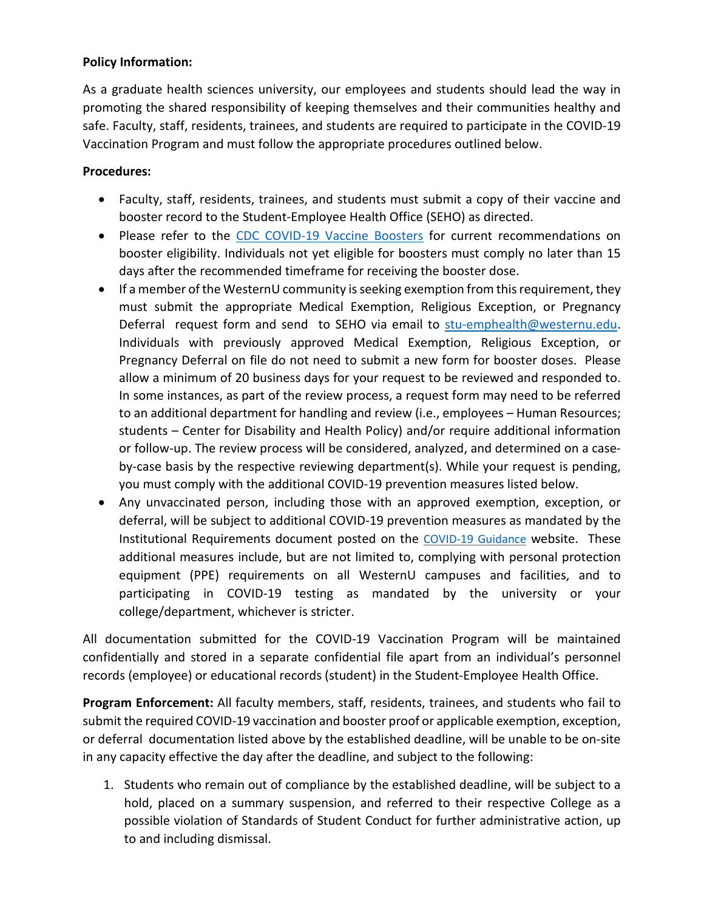**Policy Information:**

As a graduate health sciences university, our employees and students should lead the way in promoting the shared responsibility of keeping themselves and their communities healthy and safe. Faculty, staff, residents, trainees, and students are required to participate in the COVID-19 Vaccination Program and must follow the appropriate procedures outlined below.

**Procedures:**

- Faculty, staff, residents, trainees, and students must submit a copy of their vaccine and booster record to the Student-Employee Health Office (SEHO) as directed.
- Please refer to the CDC COVID-19 Vaccine Boosters for current recommendations on booster eligibility. Individuals not yet eligible for boosters must comply no later than 15 days after the recommended timeframe for receiving the booster dose.
- If a member of the WesternU community is seeking exemption from this requirement, they must submit the appropriate Medical Exemption, Religious Exception, or Pregnancy Deferral request form and send to SEHO via email to stu-emphealth@westernu.edu. Individuals with previously approved Medical Exemption, Religious Exception, or Pregnancy Deferral on file do not need to submit a new form for booster doses. Please allow a minimum of 20 business days for your request to be reviewed and responded to. In some instances, as part of the review process, a request form may need to be referred to an additional department for handling and review (i.e., employees – Human Resources; students – Center for Disability and Health Policy) and/or require additional information or follow-up. The review process will be considered, analyzed, and determined on a case-by-case basis by the respective reviewing department(s). While your request is pending, you must comply with the additional COVID-19 prevention measures listed below.
- Any unvaccinated person, including those with an approved exemption, exception, or deferral, will be subject to additional COVID-19 prevention measures as mandated by the Institutional Requirements document posted on the COVID-19 Guidance website. These additional measures include, but are not limited to, complying with personal protection equipment (PPE) requirements on all WesternU campuses and facilities, and to participating in COVID-19 testing as mandated by the university or your college/department, whichever is stricter.

All documentation submitted for the COVID-19 Vaccination Program will be maintained confidentially and stored in a separate confidential file apart from an individual's personnel records (employee) or educational records (student) in the Student-Employee Health Office.

**Program Enforcement:** All faculty members, staff, residents, trainees, and students who fail to submit the required COVID-19 vaccination and booster proof or applicable exemption, exception, or deferral documentation listed above by the established deadline, will be unable to be on-site in any capacity effective the day after the deadline, and subject to the following:

1. Students who remain out of compliance by the established deadline, will be subject to a hold, placed on a summary suspension, and referred to their respective College as a possible violation of Standards of Student Conduct for further administrative action, up to and including dismissal.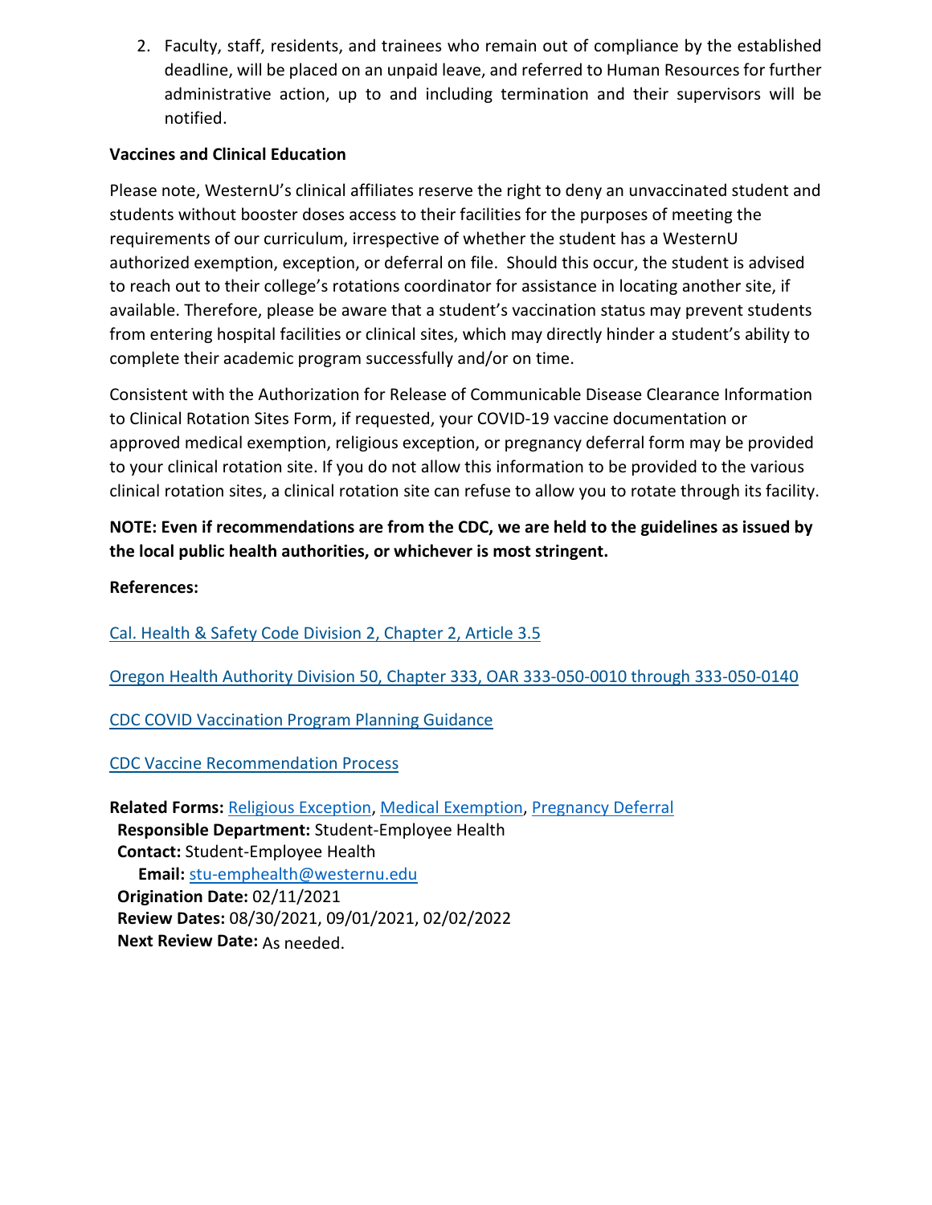2. Faculty, staff, residents, and trainees who remain out of compliance by the established deadline, will be placed on an unpaid leave, and referred to Human Resources for further administrative action, up to and including termination and their supervisors will be notified.

**Vaccines and Clinical Education**

Please note, WesternU's clinical affiliates reserve the right to deny an unvaccinated student and students without booster doses access to their facilities for the purposes of meeting the requirements of our curriculum, irrespective of whether the student has a WesternU authorized exemption, exception, or deferral on file. Should this occur, the student is advised to reach out to their college's rotations coordinator for assistance in locating another site, if available. Therefore, please be aware that a student's vaccination status may prevent students from entering hospital facilities or clinical sites, which may directly hinder a student's ability to complete their academic program successfully and/or on time.

Consistent with the Authorization for Release of Communicable Disease Clearance Information to Clinical Rotation Sites Form, if requested, your COVID-19 vaccine documentation or approved medical exemption, religious exception, or pregnancy deferral form may be provided to your clinical rotation site. If you do not allow this information to be provided to the various clinical rotation sites, a clinical rotation site can refuse to allow you to rotate through its facility.

**NOTE: Even if recommendations are from the CDC, we are held to the guidelines as issued by the local public health authorities, or whichever is most stringent.**

**References:**

Cal. Health & Safety Code Division 2, Chapter 2, Article 3.5

Oregon Health Authority Division 50, Chapter 333, OAR 333-050-0010 through 333-050-0140

CDC COVID Vaccination Program Planning Guidance

CDC Vaccine Recommendation Process

**Related Forms:** Religious Exception, Medical Exemption, Pregnancy Deferral
**Responsible Department:** Student-Employee Health
**Contact:** Student-Employee Health
**Email:** stu-emphealth@westernu.edu
**Origination Date:** 02/11/2021
**Review Dates:** 08/30/2021, 09/01/2021, 02/02/2022
**Next Review Date:** As needed.